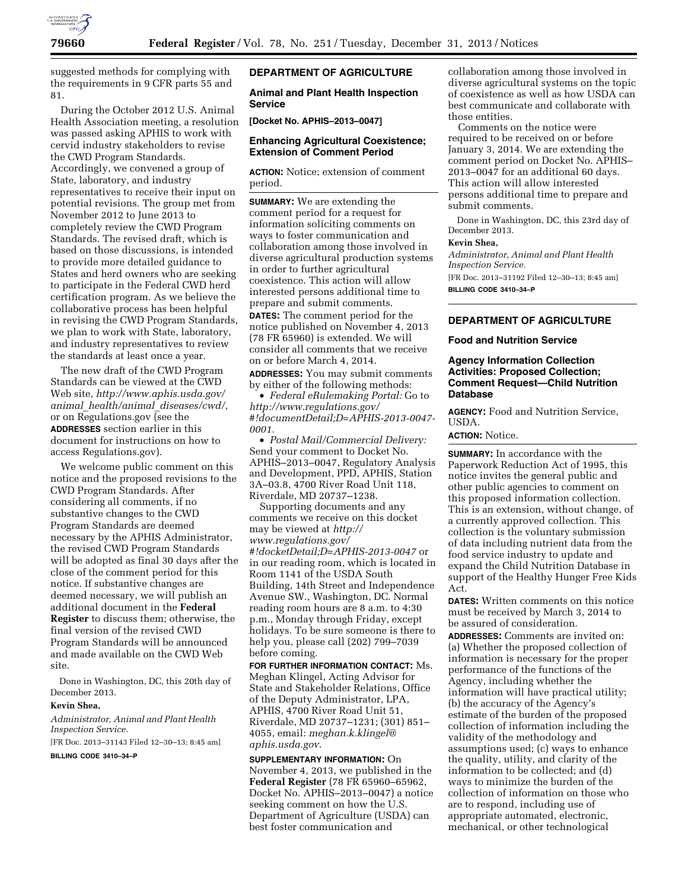suggested methods for complying with the requirements in 9 CFR parts 55 and 81.

During the October 2012 U.S. Animal Health Association meeting, a resolution was passed asking APHIS to work with cervid industry stakeholders to revise the CWD Program Standards. Accordingly, we convened a group of State, laboratory, and industry representatives to receive their input on potential revisions. The group met from November 2012 to June 2013 to completely review the CWD Program Standards. The revised draft, which is based on those discussions, is intended to provide more detailed guidance to States and herd owners who are seeking to participate in the Federal CWD herd certification program. As we believe the collaborative process has been helpful in revising the CWD Program Standards, we plan to work with State, laboratory, and industry representatives to review the standards at least once a year.

The new draft of the CWD Program Standards can be viewed at the CWD Web site, *http://www.aphis.usda.gov/animal_health/animal_diseases/cwd/*, or on Regulations.gov (see the **ADDRESSES** section earlier in this document for instructions on how to access Regulations.gov).

We welcome public comment on this notice and the proposed revisions to the CWD Program Standards. After considering all comments, if no substantive changes to the CWD Program Standards are deemed necessary by the APHIS Administrator, the revised CWD Program Standards will be adopted as final 30 days after the close of the comment period for this notice. If substantive changes are deemed necessary, we will publish an additional document in the **Federal Register** to discuss them; otherwise, the final version of the revised CWD Program Standards will be announced and made available on the CWD Web site.

Done in Washington, DC, this 20th day of December 2013.

**Kevin Shea,**

*Administrator, Animal and Plant Health Inspection Service.*

[FR Doc. 2013–31143 Filed 12–30–13; 8:45 am]

**BILLING CODE 3410–34–P**

---

## DEPARTMENT OF AGRICULTURE

### Animal and Plant Health Inspection Service

**[Docket No. APHIS–2013–0047]**

### Enhancing Agricultural Coexistence; Extension of Comment Period

**ACTION:** Notice; extension of comment period.

**SUMMARY:** We are extending the comment period for a request for information soliciting comments on ways to foster communication and collaboration among those involved in diverse agricultural production systems in order to further agricultural coexistence. This action will allow interested persons additional time to prepare and submit comments.

**DATES:** The comment period for the notice published on November 4, 2013 (78 FR 65960) is extended. We will consider all comments that we receive on or before March 4, 2014.

**ADDRESSES:** You may submit comments by either of the following methods:

- *Federal eRulemaking Portal:* Go to *http://www.regulations.gov/#!documentDetail;D=APHIS-2013-0047-0001*.
- *Postal Mail/Commercial Delivery:* Send your comment to Docket No. APHIS–2013–0047, Regulatory Analysis and Development, PPD, APHIS, Station 3A–03.8, 4700 River Road Unit 118, Riverdale, MD 20737–1238.

Supporting documents and any comments we receive on this docket may be viewed at *http://www.regulations.gov/#!docketDetail;D=APHIS-2013-0047* or in our reading room, which is located in Room 1141 of the USDA South Building, 14th Street and Independence Avenue SW., Washington, DC. Normal reading room hours are 8 a.m. to 4:30 p.m., Monday through Friday, except holidays. To be sure someone is there to help you, please call (202) 799–7039 before coming.

**FOR FURTHER INFORMATION CONTACT:** Ms. Meghan Klingel, Acting Advisor for State and Stakeholder Relations, Office of the Deputy Administrator, LPA, APHIS, 4700 River Road Unit 51, Riverdale, MD 20737–1231; (301) 851–4055, email: *meghan.k.klingel@aphis.usda.gov*.

**SUPPLEMENTARY INFORMATION:** On November 4, 2013, we published in the **Federal Register** (78 FR 65960–65962, Docket No. APHIS–2013–0047) a notice seeking comment on how the U.S. Department of Agriculture (USDA) can best foster communication and collaboration among those involved in diverse agricultural systems on the topic of coexistence as well as how USDA can best communicate and collaborate with those entities.

Comments on the notice were required to be received on or before January 3, 2014. We are extending the comment period on Docket No. APHIS–2013–0047 for an additional 60 days. This action will allow interested persons additional time to prepare and submit comments.

Done in Washington, DC, this 23rd day of December 2013.

**Kevin Shea,**

*Administrator, Animal and Plant Health Inspection Service.*

[FR Doc. 2013–31192 Filed 12–30–13; 8:45 am]

**BILLING CODE 3410–34–P**

---

## DEPARTMENT OF AGRICULTURE

### Food and Nutrition Service

### Agency Information Collection Activities: Proposed Collection; Comment Request—Child Nutrition Database

**AGENCY:** Food and Nutrition Service, USDA.

**ACTION:** Notice.

**SUMMARY:** In accordance with the Paperwork Reduction Act of 1995, this notice invites the general public and other public agencies to comment on this proposed information collection. This is an extension, without change, of a currently approved collection. This collection is the voluntary submission of data including nutrient data from the food service industry to update and expand the Child Nutrition Database in support of the Healthy Hunger Free Kids Act.

**DATES:** Written comments on this notice must be received by March 3, 2014 to be assured of consideration.

**ADDRESSES:** Comments are invited on: (a) Whether the proposed collection of information is necessary for the proper performance of the functions of the Agency, including whether the information will have practical utility; (b) the accuracy of the Agency's estimate of the burden of the proposed collection of information including the validity of the methodology and assumptions used; (c) ways to enhance the quality, utility, and clarity of the information to be collected; and (d) ways to minimize the burden of the collection of information on those who are to respond, including use of appropriate automated, electronic, mechanical, or other technological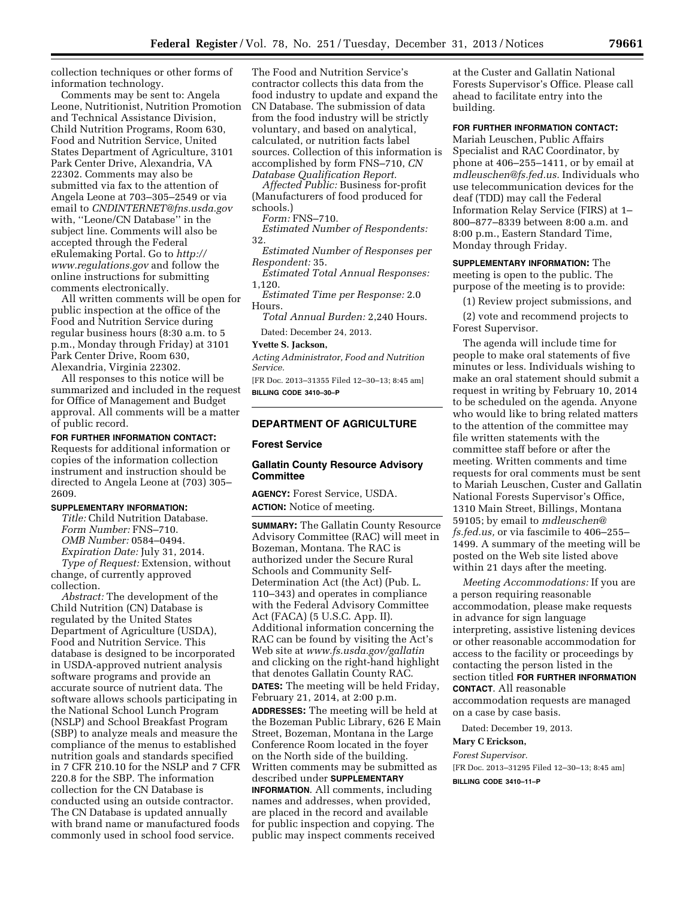collection techniques or other forms of information technology.

Comments may be sent to: Angela Leone, Nutritionist, Nutrition Promotion and Technical Assistance Division, Child Nutrition Programs, Room 630, Food and Nutrition Service, United States Department of Agriculture, 3101 Park Center Drive, Alexandria, VA 22302. Comments may also be submitted via fax to the attention of Angela Leone at 703–305–2549 or via email to *CNDINTERNET@fns.usda.gov* with, ''Leone/CN Database'' in the subject line. Comments will also be accepted through the Federal eRulemaking Portal. Go to *http://www.regulations.gov* and follow the online instructions for submitting comments electronically.

All written comments will be open for public inspection at the office of the Food and Nutrition Service during regular business hours (8:30 a.m. to 5 p.m., Monday through Friday) at 3101 Park Center Drive, Room 630, Alexandria, Virginia 22302.

All responses to this notice will be summarized and included in the request for Office of Management and Budget approval. All comments will be a matter of public record.

**FOR FURTHER INFORMATION CONTACT:** Requests for additional information or copies of the information collection instrument and instruction should be directed to Angela Leone at (703) 305–2609.

**SUPPLEMENTARY INFORMATION:**

*Title:* Child Nutrition Database.

*Form Number:* FNS–710.

*OMB Number:* 0584–0494.

*Expiration Date:* July 31, 2014.

*Type of Request:* Extension, without change, of currently approved collection.

*Abstract:* The development of the Child Nutrition (CN) Database is regulated by the United States Department of Agriculture (USDA), Food and Nutrition Service. This database is designed to be incorporated in USDA-approved nutrient analysis software programs and provide an accurate source of nutrient data. The software allows schools participating in the National School Lunch Program (NSLP) and School Breakfast Program (SBP) to analyze meals and measure the compliance of the menus to established nutrition goals and standards specified in 7 CFR 210.10 for the NSLP and 7 CFR 220.8 for the SBP. The information collection for the CN Database is conducted using an outside contractor. The CN Database is updated annually with brand name or manufactured foods commonly used in school food service. The Food and Nutrition Service's contractor collects this data from the food industry to update and expand the CN Database. The submission of data from the food industry will be strictly voluntary, and based on analytical, calculated, or nutrition facts label sources. Collection of this information is accomplished by form FNS–710, *CN Database Qualification Report.*

*Affected Public:* Business for-profit (Manufacturers of food produced for schools.)

*Form:* FNS–710.

*Estimated Number of Respondents:* 32.

*Estimated Number of Responses per Respondent:* 35.

*Estimated Total Annual Responses:* 1,120.

*Estimated Time per Response:* 2.0 Hours.

*Total Annual Burden:* 2,240 Hours.

Dated: December 24, 2013.

**Yvette S. Jackson,**

*Acting Administrator, Food and Nutrition Service.*

[FR Doc. 2013–31355 Filed 12–30–13; 8:45 am]

**BILLING CODE 3410–30–P**

## DEPARTMENT OF AGRICULTURE

### Forest Service

### Gallatin County Resource Advisory Committee

**AGENCY:** Forest Service, USDA.

**ACTION:** Notice of meeting.

**SUMMARY:** The Gallatin County Resource Advisory Committee (RAC) will meet in Bozeman, Montana. The RAC is authorized under the Secure Rural Schools and Community Self-Determination Act (the Act) (Pub. L. 110–343) and operates in compliance with the Federal Advisory Committee Act (FACA) (5 U.S.C. App. II). Additional information concerning the RAC can be found by visiting the Act's Web site at *www.fs.usda.gov/gallatin* and clicking on the right-hand highlight that denotes Gallatin County RAC.

**DATES:** The meeting will be held Friday, February 21, 2014, at 2:00 p.m.

**ADDRESSES:** The meeting will be held at the Bozeman Public Library, 626 E Main Street, Bozeman, Montana in the Large Conference Room located in the foyer on the North side of the building. Written comments may be submitted as described under **SUPPLEMENTARY INFORMATION**. All comments, including names and addresses, when provided, are placed in the record and available for public inspection and copying. The public may inspect comments received at the Custer and Gallatin National Forests Supervisor's Office. Please call ahead to facilitate entry into the building.

**FOR FURTHER INFORMATION CONTACT:** Mariah Leuschen, Public Affairs Specialist and RAC Coordinator, by phone at 406–255–1411, or by email at *mdleuschen@fs.fed.us.* Individuals who use telecommunication devices for the deaf (TDD) may call the Federal Information Relay Service (FIRS) at 1–800–877–8339 between 8:00 a.m. and 8:00 p.m., Eastern Standard Time, Monday through Friday.

**SUPPLEMENTARY INFORMATION:** The meeting is open to the public. The purpose of the meeting is to provide:

(1) Review project submissions, and

(2) vote and recommend projects to Forest Supervisor.

The agenda will include time for people to make oral statements of five minutes or less. Individuals wishing to make an oral statement should submit a request in writing by February 10, 2014 to be scheduled on the agenda. Anyone who would like to bring related matters to the attention of the committee may file written statements with the committee staff before or after the meeting. Written comments and time requests for oral comments must be sent to Mariah Leuschen, Custer and Gallatin National Forests Supervisor's Office, 1310 Main Street, Billings, Montana 59105; by email to *mdleuschen@fs.fed.us,* or via fascimile to 406–255–1499. A summary of the meeting will be posted on the Web site listed above within 21 days after the meeting.

*Meeting Accommodations:* If you are a person requiring reasonable accommodation, please make requests in advance for sign language interpreting, assistive listening devices or other reasonable accommodation for access to the facility or proceedings by contacting the person listed in the section titled **FOR FURTHER INFORMATION CONTACT**. All reasonable accommodation requests are managed on a case by case basis.

Dated: December 19, 2013.

**Mary C Erickson,**

*Forest Supervisor.*

[FR Doc. 2013–31295 Filed 12–30–13; 8:45 am]

**BILLING CODE 3410–11–P**